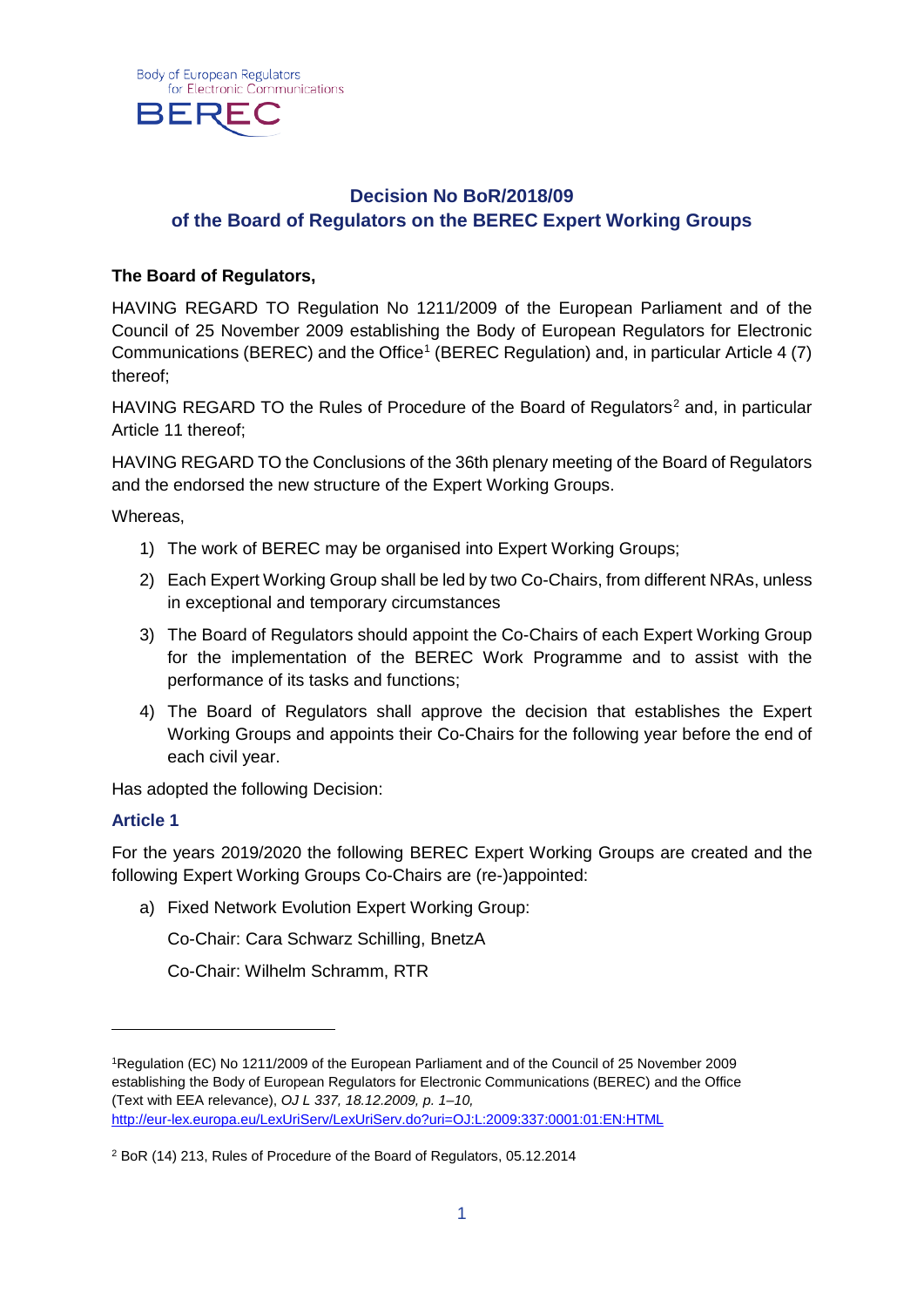Body of European Regulators for Electronic Communications

BEREC

# Decision No BoR/2018/09 of the Board of Regulators on the BEREC Expert Working Groups

**The Board of Regulators,**

HAVING REGARD TO Regulation No 1211/2009 of the European Parliament and of the Council of 25 November 2009 establishing the Body of European Regulators for Electronic Communications (BEREC) and the Office[1] (BEREC Regulation) and, in particular Article 4 (7) thereof;

HAVING REGARD TO the Rules of Procedure of the Board of Regulators[2] and, in particular Article 11 thereof;

HAVING REGARD TO the Conclusions of the 36th plenary meeting of the Board of Regulators and the endorsed the new structure of the Expert Working Groups.

Whereas,

1) The work of BEREC may be organised into Expert Working Groups;
2) Each Expert Working Group shall be led by two Co-Chairs, from different NRAs, unless in exceptional and temporary circumstances
3) The Board of Regulators should appoint the Co-Chairs of each Expert Working Group for the implementation of the BEREC Work Programme and to assist with the performance of its tasks and functions;
4) The Board of Regulators shall approve the decision that establishes the Expert Working Groups and appoints their Co-Chairs for the following year before the end of each civil year.

Has adopted the following Decision:

## Article 1

For the years 2019/2020 the following BEREC Expert Working Groups are created and the following Expert Working Groups Co-Chairs are (re-)appointed:

a) Fixed Network Evolution Expert Working Group:

   Co-Chair: Cara Schwarz Schilling, BnetzA

   Co-Chair: Wilhelm Schramm, RTR

---

[1] Regulation (EC) No 1211/2009 of the European Parliament and of the Council of 25 November 2009 establishing the Body of European Regulators for Electronic Communications (BEREC) and the Office (Text with EEA relevance), *OJ L 337, 18.12.2009, p. 1–10,* http://eur-lex.europa.eu/LexUriServ/LexUriServ.do?uri=OJ:L:2009:337:0001:01:EN:HTML

[2] BoR (14) 213, Rules of Procedure of the Board of Regulators, 05.12.2014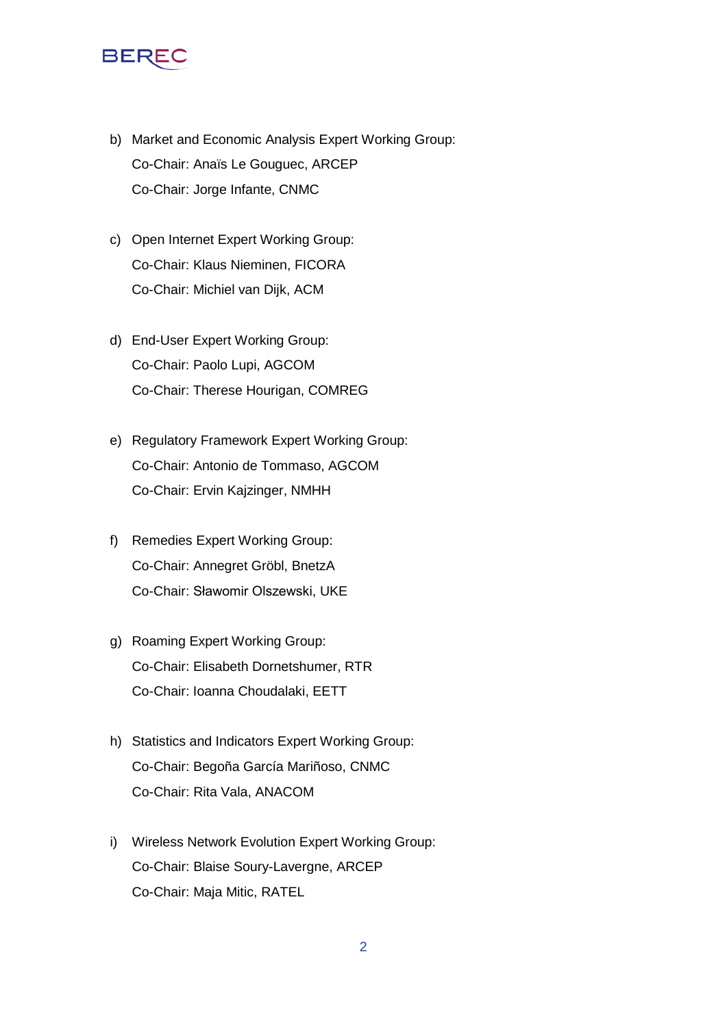b) Market and Economic Analysis Expert Working Group:
   Co-Chair: Anaïs Le Gouguec, ARCEP
   Co-Chair: Jorge Infante, CNMC

c) Open Internet Expert Working Group:
   Co-Chair: Klaus Nieminen, FICORA
   Co-Chair: Michiel van Dijk, ACM

d) End-User Expert Working Group:
   Co-Chair: Paolo Lupi, AGCOM
   Co-Chair: Therese Hourigan, COMREG

e) Regulatory Framework Expert Working Group:
   Co-Chair: Antonio de Tommaso, AGCOM
   Co-Chair: Ervin Kajzinger, NMHH

f) Remedies Expert Working Group:
   Co-Chair: Annegret Gröbl, BnetzA
   Co-Chair: Sławomir Olszewski, UKE

g) Roaming Expert Working Group:
   Co-Chair: Elisabeth Dornetshumer, RTR
   Co-Chair: Ioanna Choudalaki, EETT

h) Statistics and Indicators Expert Working Group:
   Co-Chair: Begoña García Mariñoso, CNMC
   Co-Chair: Rita Vala, ANACOM

i) Wireless Network Evolution Expert Working Group:
   Co-Chair: Blaise Soury-Lavergne, ARCEP
   Co-Chair: Maja Mitic, RATEL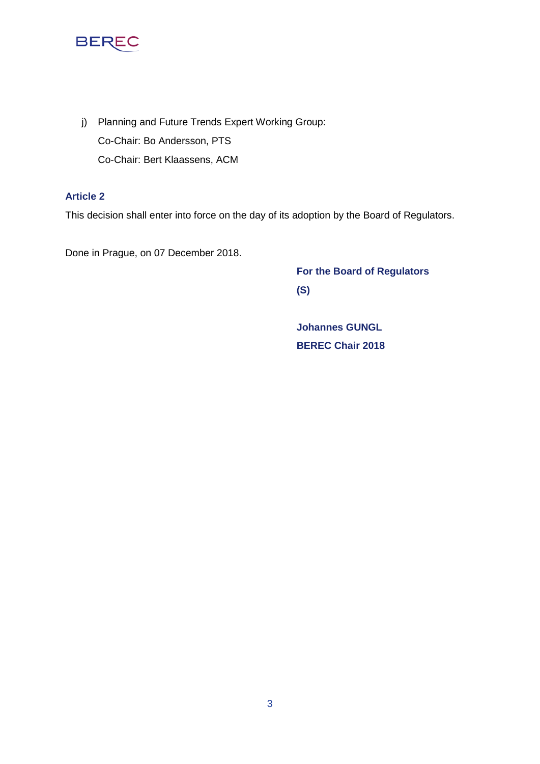j) Planning and Future Trends Expert Working Group:
   Co-Chair: Bo Andersson, PTS
   Co-Chair: Bert Klaassens, ACM

### Article 2

This decision shall enter into force on the day of its adoption by the Board of Regulators.

Done in Prague, on 07 December 2018.

**For the Board of Regulators**
**(S)**

**Johannes GUNGL**
**BEREC Chair 2018**